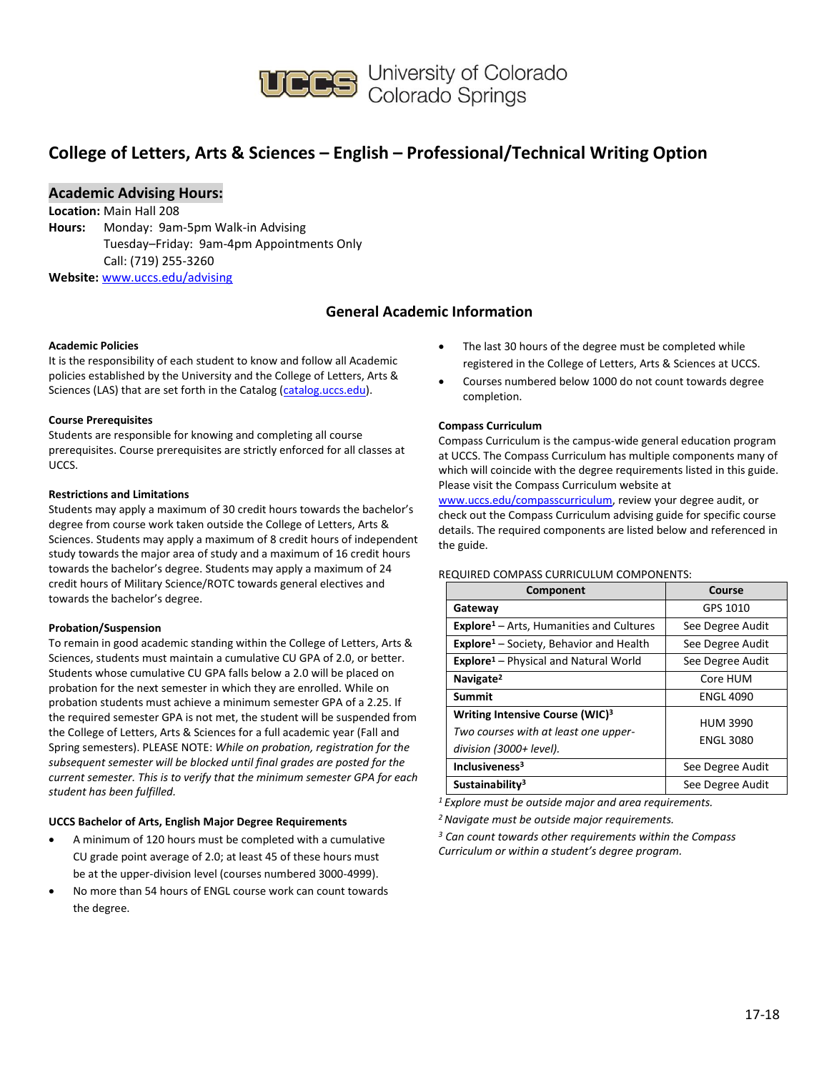University of Colorado Colorado Springs

# College of Letters, Arts & Sciences – English – Professional/Technical Writing Option

## Academic Advising Hours:

**Location:** Main Hall 208

**Hours:** Monday: 9am-5pm Walk-in Advising
Tuesday–Friday: 9am-4pm Appointments Only
Call: (719) 255-3260

**Website:** www.uccs.edu/advising

## General Academic Information

**Academic Policies**

It is the responsibility of each student to know and follow all Academic policies established by the University and the College of Letters, Arts & Sciences (LAS) that are set forth in the Catalog (catalog.uccs.edu).

**Course Prerequisites**

Students are responsible for knowing and completing all course prerequisites. Course prerequisites are strictly enforced for all classes at UCCS.

**Restrictions and Limitations**

Students may apply a maximum of 30 credit hours towards the bachelor's degree from course work taken outside the College of Letters, Arts & Sciences. Students may apply a maximum of 8 credit hours of independent study towards the major area of study and a maximum of 16 credit hours towards the bachelor's degree. Students may apply a maximum of 24 credit hours of Military Science/ROTC towards general electives and towards the bachelor's degree.

**Probation/Suspension**

To remain in good academic standing within the College of Letters, Arts & Sciences, students must maintain a cumulative CU GPA of 2.0, or better. Students whose cumulative CU GPA falls below a 2.0 will be placed on probation for the next semester in which they are enrolled. While on probation students must achieve a minimum semester GPA of a 2.25. If the required semester GPA is not met, the student will be suspended from the College of Letters, Arts & Sciences for a full academic year (Fall and Spring semesters). PLEASE NOTE: *While on probation, registration for the subsequent semester will be blocked until final grades are posted for the current semester. This is to verify that the minimum semester GPA for each student has been fulfilled.*

**UCCS Bachelor of Arts, English Major Degree Requirements**

- A minimum of 120 hours must be completed with a cumulative CU grade point average of 2.0; at least 45 of these hours must be at the upper-division level (courses numbered 3000-4999).
- No more than 54 hours of ENGL course work can count towards the degree.
- The last 30 hours of the degree must be completed while registered in the College of Letters, Arts & Sciences at UCCS.
- Courses numbered below 1000 do not count towards degree completion.

**Compass Curriculum**

Compass Curriculum is the campus-wide general education program at UCCS. The Compass Curriculum has multiple components many of which will coincide with the degree requirements listed in this guide. Please visit the Compass Curriculum website at www.uccs.edu/compasscurriculum, review your degree audit, or check out the Compass Curriculum advising guide for specific course details. The required components are listed below and referenced in the guide.

REQUIRED COMPASS CURRICULUM COMPONENTS:

| Component | Course |
|---|---|
| **Gateway** | GPS 1010 |
| **Explore**[1] – Arts, Humanities and Cultures | See Degree Audit |
| **Explore**[1] – Society, Behavior and Health | See Degree Audit |
| **Explore**[1] – Physical and Natural World | See Degree Audit |
| **Navigate**[2] | Core HUM |
| **Summit** | ENGL 4090 |
| **Writing Intensive Course (WIC)**[3] *Two courses with at least one upper-division (3000+ level).* | HUM 3990<br>ENGL 3080 |
| **Inclusiveness**[3] | See Degree Audit |
| **Sustainability**[3] | See Degree Audit |

[1] *Explore must be outside major and area requirements.*

[2] *Navigate must be outside major requirements.*

[3] *Can count towards other requirements within the Compass Curriculum or within a student's degree program.*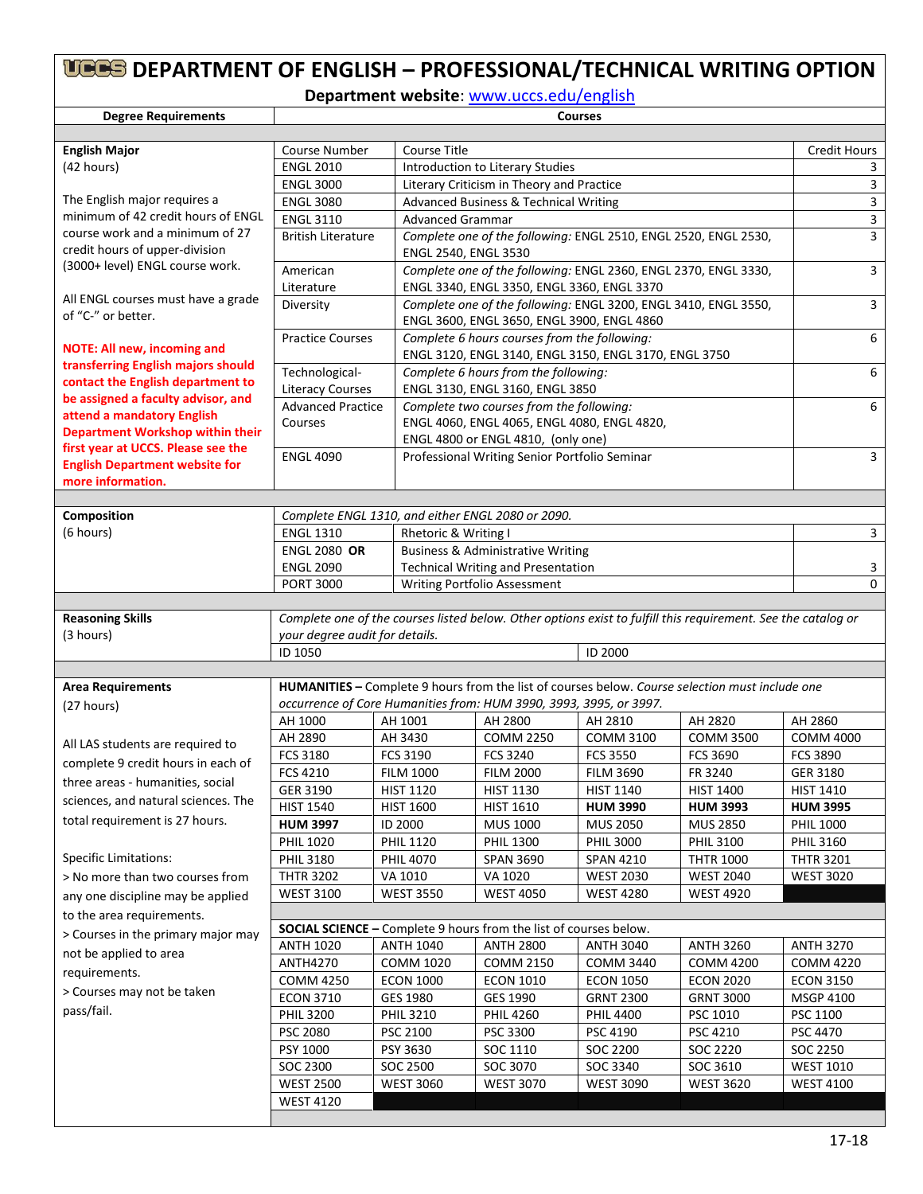# UCCS DEPARTMENT OF ENGLISH – PROFESSIONAL/TECHNICAL WRITING OPTION

**Department website**: www.uccs.edu/english

| Degree Requirements | Courses | | |
|---|---|---|---|
| **English Major** (42 hours) | Course Number | Course Title | Credit Hours |
| The English major requires a minimum of 42 credit hours of ENGL course work and a minimum of 27 credit hours of upper-division (3000+ level) ENGL course work. | ENGL 2010 | Introduction to Literary Studies | 3 |
| All ENGL courses must have a grade of "C-" or better. | ENGL 3000 | Literary Criticism in Theory and Practice | 3 |
| **NOTE: All new, incoming and transferring English majors should contact the English department to be assigned a faculty advisor, and attend a mandatory English Department Workshop within their first year at UCCS. Please see the English Department website for more information.** | ENGL 3080 | Advanced Business & Technical Writing | 3 |
| | ENGL 3110 | Advanced Grammar | 3 |
| | British Literature | *Complete one of the following:* ENGL 2510, ENGL 2520, ENGL 2530, ENGL 2540, ENGL 3530 | 3 |
| | American Literature | *Complete one of the following:* ENGL 2360, ENGL 2370, ENGL 3330, ENGL 3340, ENGL 3350, ENGL 3360, ENGL 3370 | 3 |
| | Diversity | *Complete one of the following:* ENGL 3200, ENGL 3410, ENGL 3550, ENGL 3600, ENGL 3650, ENGL 3900, ENGL 4860 | 3 |
| | Practice Courses | *Complete 6 hours courses from the following:* ENGL 3120, ENGL 3140, ENGL 3150, ENGL 3170, ENGL 3750 | 6 |
| | Technological-Literacy Courses | *Complete 6 hours from the following:* ENGL 3130, ENGL 3160, ENGL 3850 | 6 |
| | Advanced Practice Courses | *Complete two courses from the following:* ENGL 4060, ENGL 4065, ENGL 4080, ENGL 4820, ENGL 4800 or ENGL 4810, (only one) | 6 |
| | ENGL 4090 | Professional Writing Senior Portfolio Seminar | 3 |

| Degree Requirements | Courses | | |
|---|---|---|---|
| **Composition** (6 hours) | *Complete ENGL 1310, and either ENGL 2080 or 2090.* | | |
| | ENGL 1310 | Rhetoric & Writing I | 3 |
| | ENGL 2080 **OR** ENGL 2090 | Business & Administrative Writing<br>Technical Writing and Presentation | 3 |
| | PORT 3000 | Writing Portfolio Assessment | 0 |

| Degree Requirements | Courses | |
|---|---|---|
| **Reasoning Skills** (3 hours) | *Complete one of the courses listed below. Other options exist to fulfill this requirement. See the catalog or your degree audit for details.* | |
| | ID 1050 | ID 2000 |

**Area Requirements** (27 hours)

All LAS students are required to complete 9 credit hours in each of three areas - humanities, social sciences, and natural sciences. The total requirement is 27 hours.

Specific Limitations:
> No more than two courses from any one discipline may be applied to the area requirements.
> Courses in the primary major may not be applied to area requirements.
> Courses may not be taken pass/fail.

**HUMANITIES** – Complete 9 hours from the list of courses below. *Course selection must include one occurrence of Core Humanities from: HUM 3990, 3993, 3995, or 3997.*

| | | | | | |
|---|---|---|---|---|---|
| AH 1000 | AH 1001 | AH 2800 | AH 2810 | AH 2820 | AH 2860 |
| AH 2890 | AH 3430 | COMM 2250 | COMM 3100 | COMM 3500 | COMM 4000 |
| FCS 3180 | FCS 3190 | FCS 3240 | FCS 3550 | FCS 3690 | FCS 3890 |
| FCS 4210 | FILM 1000 | FILM 2000 | FILM 3690 | FR 3240 | GER 3180 |
| GER 3190 | HIST 1120 | HIST 1130 | HIST 1140 | HIST 1400 | HIST 1410 |
| HIST 1540 | HIST 1600 | HIST 1610 | **HUM 3990** | **HUM 3993** | **HUM 3995** |
| **HUM 3997** | ID 2000 | MUS 1000 | MUS 2050 | MUS 2850 | PHIL 1000 |
| PHIL 1020 | PHIL 1120 | PHIL 1300 | PHIL 3000 | PHIL 3100 | PHIL 3160 |
| PHIL 3180 | PHIL 4070 | SPAN 3690 | SPAN 4210 | THTR 1000 | THTR 3201 |
| THTR 3202 | VA 1010 | VA 1020 | WEST 2030 | WEST 2040 | WEST 3020 |
| WEST 3100 | WEST 3550 | WEST 4050 | WEST 4280 | WEST 4920 | |

**SOCIAL SCIENCE** – Complete 9 hours from the list of courses below.

| | | | | | |
|---|---|---|---|---|---|
| ANTH 1020 | ANTH 1040 | ANTH 2800 | ANTH 3040 | ANTH 3260 | ANTH 3270 |
| ANTH4270 | COMM 1020 | COMM 2150 | COMM 3440 | COMM 4200 | COMM 4220 |
| COMM 4250 | ECON 1000 | ECON 1010 | ECON 1050 | ECON 2020 | ECON 3150 |
| ECON 3710 | GES 1980 | GES 1990 | GRNT 2300 | GRNT 3000 | MSGP 4100 |
| PHIL 3200 | PHIL 3210 | PHIL 4260 | PHIL 4400 | PSC 1010 | PSC 1100 |
| PSC 2080 | PSC 2100 | PSC 3300 | PSC 4190 | PSC 4210 | PSC 4470 |
| PSY 1000 | PSY 3630 | SOC 1110 | SOC 2200 | SOC 2220 | SOC 2250 |
| SOC 2300 | SOC 2500 | SOC 3070 | SOC 3340 | SOC 3610 | WEST 1010 |
| WEST 2500 | WEST 3060 | WEST 3070 | WEST 3090 | WEST 3620 | WEST 4100 |
| WEST 4120 | | | | | |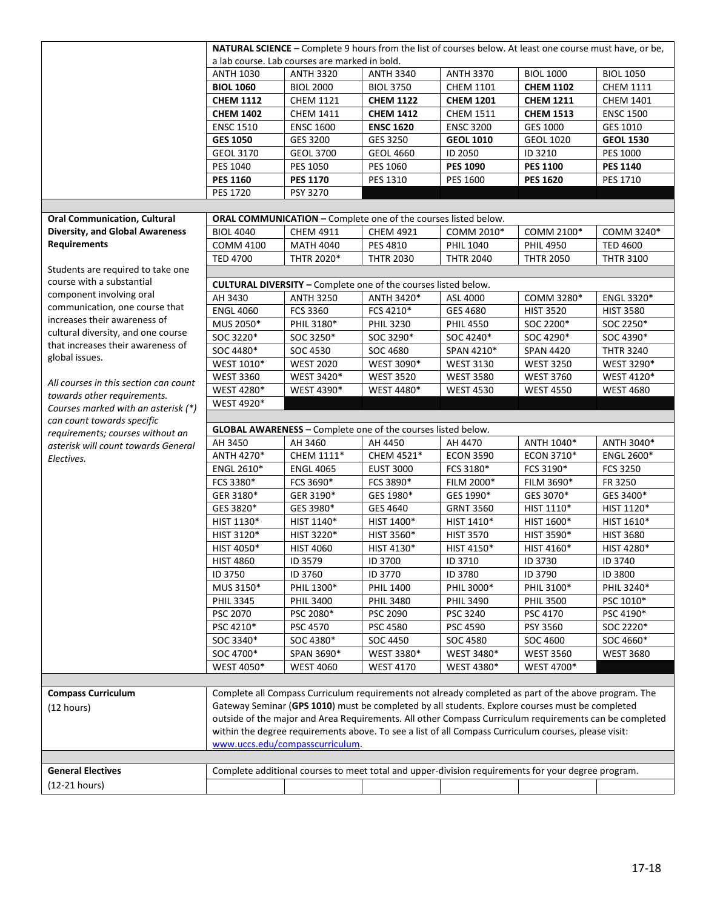| | | | | | | |
|---|---|---|---|---|---|---|
| | **NATURAL SCIENCE** – Complete 9 hours from the list of courses below. At least one course must have, or be, a lab course. Lab courses are marked in bold. | | | | | |
| | ANTH 1030 | ANTH 3320 | ANTH 3340 | ANTH 3370 | BIOL 1000 | BIOL 1050 |
| | **BIOL 1060** | BIOL 2000 | BIOL 3750 | CHEM 1101 | **CHEM 1102** | CHEM 1111 |
| | **CHEM 1112** | CHEM 1121 | **CHEM 1122** | **CHEM 1201** | **CHEM 1211** | CHEM 1401 |
| | **CHEM 1402** | CHEM 1411 | **CHEM 1412** | CHEM 1511 | **CHEM 1513** | ENSC 1500 |
| | ENSC 1510 | ENSC 1600 | **ENSC 1620** | ENSC 3200 | GES 1000 | GES 1010 |
| | **GES 1050** | GES 3200 | GES 3250 | **GEOL 1010** | GEOL 1020 | **GEOL 1530** |
| | GEOL 3170 | GEOL 3700 | GEOL 4660 | ID 2050 | ID 3210 | PES 1000 |
| | PES 1040 | PES 1050 | PES 1060 | **PES 1090** | **PES 1100** | **PES 1140** |
| | **PES 1160** | **PES 1170** | PES 1310 | PES 1600 | **PES 1620** | PES 1710 |
| | PES 1720 | PSY 3270 | | | | |

| | | | | | | |
|---|---|---|---|---|---|---|
| **Oral Communication, Cultural Diversity, and Global Awareness Requirements**<br><br>Students are required to take one course with a substantial component involving oral communication, one course that increases their awareness of cultural diversity, and one course that increases their awareness of global issues.<br><br>*All courses in this section can count towards other requirements. Courses marked with an asterisk (*) can count towards specific requirements; courses without an asterisk will count towards General Electives.* | **ORAL COMMUNICATION** – Complete one of the courses listed below. | | | | | |
| | BIOL 4040 | CHEM 4911 | CHEM 4921 | COMM 2010* | COMM 2100* | COMM 3240* |
| | COMM 4100 | MATH 4040 | PES 4810 | PHIL 1040 | PHIL 4950 | TED 4600 |
| | TED 4700 | THTR 2020* | THTR 2030 | THTR 2040 | THTR 2050 | THTR 3100 |
| | **CULTURAL DIVERSITY** – Complete one of the courses listed below. | | | | | |
| | AH 3430 | ANTH 3250 | ANTH 3420* | ASL 4000 | COMM 3280* | ENGL 3320* |
| | ENGL 4060 | FCS 3360 | FCS 4210* | GES 4680 | HIST 3520 | HIST 3580 |
| | MUS 2050* | PHIL 3180* | PHIL 3230 | PHIL 4550 | SOC 2200* | SOC 2250* |
| | SOC 3220* | SOC 3250* | SOC 3290* | SOC 4240* | SOC 4290* | SOC 4390* |
| | SOC 4480* | SOC 4530 | SOC 4680 | SPAN 4210* | SPAN 4420 | THTR 3240 |
| | WEST 1010* | WEST 2020 | WEST 3090* | WEST 3130 | WEST 3250 | WEST 3290* |
| | WEST 3360 | WEST 3420* | WEST 3520 | WEST 3580 | WEST 3760 | WEST 4120* |
| | WEST 4280* | WEST 4390* | WEST 4480* | WEST 4530 | WEST 4550 | WEST 4680 |
| | WEST 4920* | | | | | |
| | **GLOBAL AWARENESS** – Complete one of the courses listed below. | | | | | |
| | AH 3450 | AH 3460 | AH 4450 | AH 4470 | ANTH 1040* | ANTH 3040* |
| | ANTH 4270* | CHEM 1111* | CHEM 4521* | ECON 3590 | ECON 3710* | ENGL 2600* |
| | ENGL 2610* | ENGL 4065 | EUST 3000 | FCS 3180* | FCS 3190* | FCS 3250 |
| | FCS 3380* | FCS 3690* | FCS 3890* | FILM 2000* | FILM 3690* | FR 3250 |
| | GER 3180* | GER 3190* | GES 1980* | GES 1990* | GES 3070* | GES 3400* |
| | GES 3820* | GES 3980* | GES 4640 | GRNT 3560 | HIST 1110* | HIST 1120* |
| | HIST 1130* | HIST 1140* | HIST 1400* | HIST 1410* | HIST 1600* | HIST 1610* |
| | HIST 3120* | HIST 3220* | HIST 3560* | HIST 3570 | HIST 3590* | HIST 3680 |
| | HIST 4050* | HIST 4060 | HIST 4130* | HIST 4150* | HIST 4160* | HIST 4280* |
| | HIST 4860 | ID 3579 | ID 3700 | ID 3710 | ID 3730 | ID 3740 |
| | ID 3750 | ID 3760 | ID 3770 | ID 3780 | ID 3790 | ID 3800 |
| | MUS 3150* | PHIL 1300* | PHIL 1400 | PHIL 3000* | PHIL 3100* | PHIL 3240* |
| | PHIL 3345 | PHIL 3400 | PHIL 3480 | PHIL 3490 | PHIL 3500 | PSC 1010* |
| | PSC 2070 | PSC 2080* | PSC 2090 | PSC 3240 | PSC 4170 | PSC 4190* |
| | PSC 4210* | PSC 4570 | PSC 4580 | PSC 4590 | PSY 3560 | SOC 2220* |
| | SOC 3340* | SOC 4380* | SOC 4450 | SOC 4580 | SOC 4600 | SOC 4660* |
| | SOC 4700* | SPAN 3690* | WEST 3380* | WEST 3480* | WEST 3560 | WEST 3680 |
| | WEST 4050* | WEST 4060 | WEST 4170 | WEST 4380* | WEST 4700* | |

| | |
|---|---|
| **Compass Curriculum**<br>(12 hours) | Complete all Compass Curriculum requirements not already completed as part of the above program. The Gateway Seminar (**GPS 1010**) must be completed by all students. Explore courses must be completed outside of the major and Area Requirements. All other Compass Curriculum requirements can be completed within the degree requirements above. To see a list of all Compass Curriculum courses, please visit: www.uccs.edu/compasscurriculum. |
| **General Electives**<br>(12-21 hours) | Complete additional courses to meet total and upper-division requirements for your degree program. |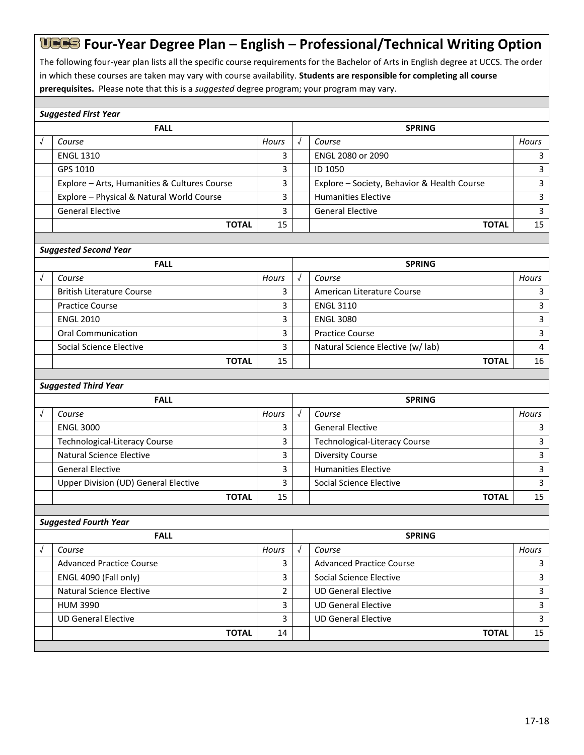# UCCS Four-Year Degree Plan – English – Professional/Technical Writing Option

The following four-year plan lists all the specific course requirements for the Bachelor of Arts in English degree at UCCS. The order in which these courses are taken may vary with course availability. **Students are responsible for completing all course prerequisites.** Please note that this is a *suggested* degree program; your program may vary.

***Suggested First Year***

| FALL | | | SPRING | | |
|---|---|---|---|---|---|
| √ | *Course* | *Hours* | √ | *Course* | *Hours* |
| | ENGL 1310 | 3 | | ENGL 2080 or 2090 | 3 |
| | GPS 1010 | 3 | | ID 1050 | 3 |
| | Explore – Arts, Humanities & Cultures Course | 3 | | Explore – Society, Behavior & Health Course | 3 |
| | Explore – Physical & Natural World Course | 3 | | Humanities Elective | 3 |
| | General Elective | 3 | | General Elective | 3 |
| | **TOTAL** | 15 | | **TOTAL** | 15 |

***Suggested Second Year***

| FALL | | | SPRING | | |
|---|---|---|---|---|---|
| √ | *Course* | *Hours* | √ | *Course* | *Hours* |
| | British Literature Course | 3 | | American Literature Course | 3 |
| | Practice Course | 3 | | ENGL 3110 | 3 |
| | ENGL 2010 | 3 | | ENGL 3080 | 3 |
| | Oral Communication | 3 | | Practice Course | 3 |
| | Social Science Elective | 3 | | Natural Science Elective (w/ lab) | 4 |
| | **TOTAL** | 15 | | **TOTAL** | 16 |

***Suggested Third Year***

| FALL | | | SPRING | | |
|---|---|---|---|---|---|
| √ | *Course* | *Hours* | √ | *Course* | *Hours* |
| | ENGL 3000 | 3 | | General Elective | 3 |
| | Technological-Literacy Course | 3 | | Technological-Literacy Course | 3 |
| | Natural Science Elective | 3 | | Diversity Course | 3 |
| | General Elective | 3 | | Humanities Elective | 3 |
| | Upper Division (UD) General Elective | 3 | | Social Science Elective | 3 |
| | **TOTAL** | 15 | | **TOTAL** | 15 |

***Suggested Fourth Year***

| FALL | | | SPRING | | |
|---|---|---|---|---|---|
| √ | *Course* | *Hours* | √ | *Course* | *Hours* |
| | Advanced Practice Course | 3 | | Advanced Practice Course | 3 |
| | ENGL 4090 (Fall only) | 3 | | Social Science Elective | 3 |
| | Natural Science Elective | 2 | | UD General Elective | 3 |
| | HUM 3990 | 3 | | UD General Elective | 3 |
| | UD General Elective | 3 | | UD General Elective | 3 |
| | **TOTAL** | 14 | | **TOTAL** | 15 |

17-18